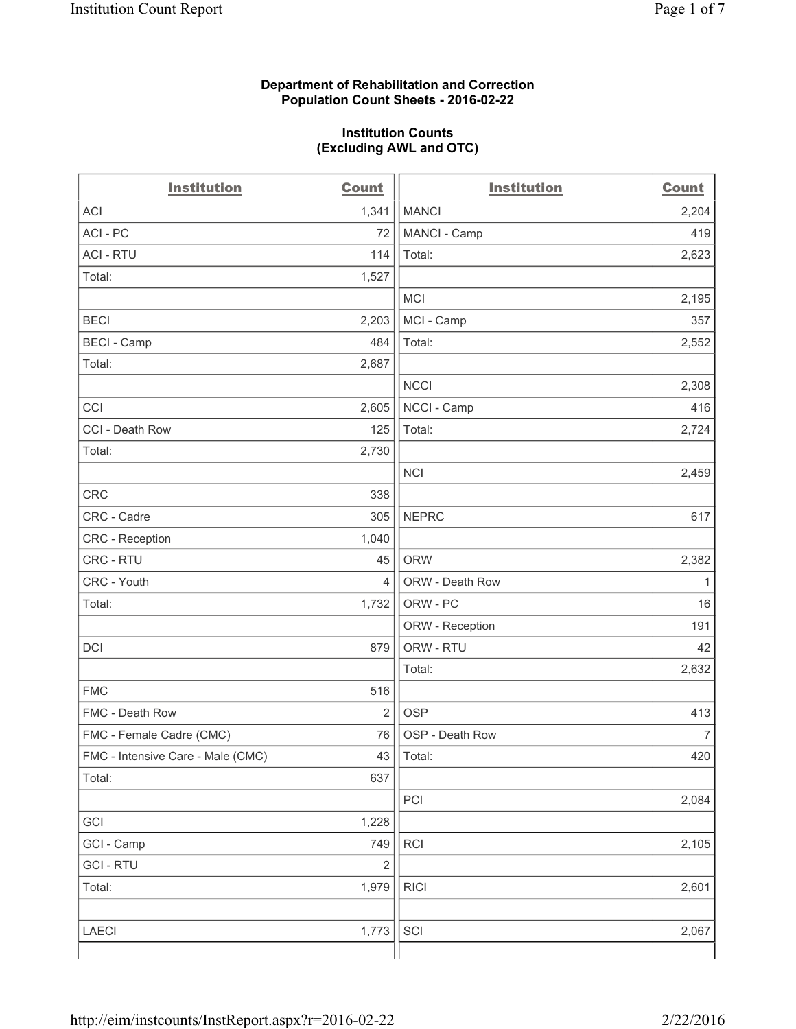**Department of Rehabilitation and Correction**
**Population Count Sheets - 2016-02-22**

**Institution Counts**
**(Excluding AWL and OTC)**

| Institution | Count |
|---|---|
| ACI | 1,341 |
| ACI - PC | 72 |
| ACI - RTU | 114 |
| Total: | 1,527 |
| | |
| BECI | 2,203 |
| BECI - Camp | 484 |
| Total: | 2,687 |
| | |
| CCI | 2,605 |
| CCI - Death Row | 125 |
| Total: | 2,730 |
| | |
| CRC | 338 |
| CRC - Cadre | 305 |
| CRC - Reception | 1,040 |
| CRC - RTU | 45 |
| CRC - Youth | 4 |
| Total: | 1,732 |
| | |
| DCI | 879 |
| | |
| FMC | 516 |
| FMC - Death Row | 2 |
| FMC - Female Cadre (CMC) | 76 |
| FMC - Intensive Care - Male (CMC) | 43 |
| Total: | 637 |
| | |
| GCI | 1,228 |
| GCI - Camp | 749 |
| GCI - RTU | 2 |
| Total: | 1,979 |
| | |
| LAECI | 1,773 |
| MANCI | 2,204 |
| MANCI - Camp | 419 |
| Total: | 2,623 |
| | |
| MCI | 2,195 |
| MCI - Camp | 357 |
| Total: | 2,552 |
| | |
| NCCI | 2,308 |
| NCCI - Camp | 416 |
| Total: | 2,724 |
| | |
| NCI | 2,459 |
| | |
| NEPRC | 617 |
| | |
| ORW | 2,382 |
| ORW - Death Row | 1 |
| ORW - PC | 16 |
| ORW - Reception | 191 |
| ORW - RTU | 42 |
| Total: | 2,632 |
| | |
| OSP | 413 |
| OSP - Death Row | 7 |
| Total: | 420 |
| | |
| PCI | 2,084 |
| | |
| RCI | 2,105 |
| | |
| RICI | 2,601 |
| | |
| SCI | 2,067 |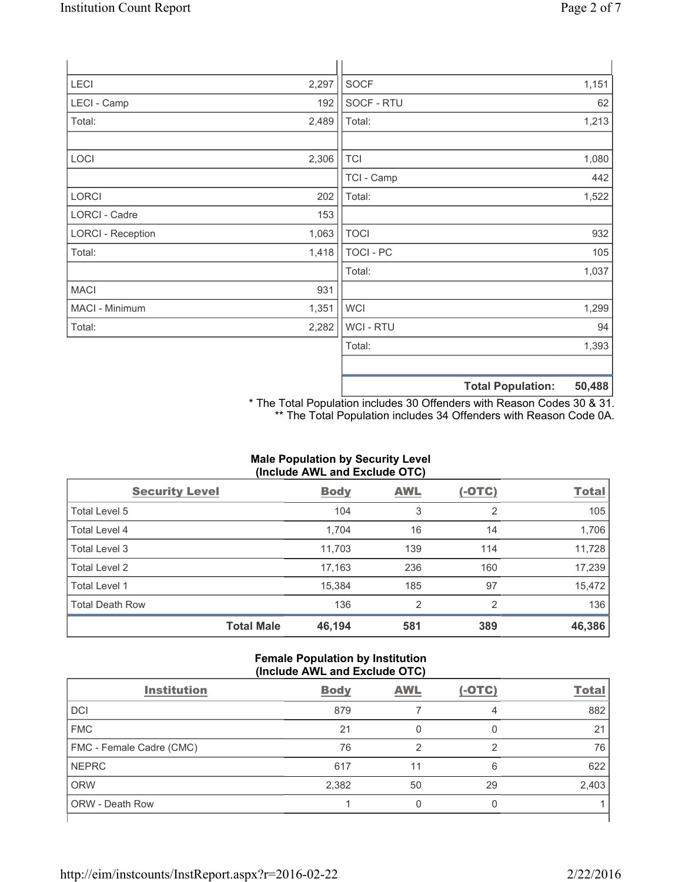| | | | |
|---|---|---|---|
| LECI | 2,297 | SOCF | 1,151 |
| LECI - Camp | 192 | SOCF - RTU | 62 |
| Total: | 2,489 | Total: | 1,213 |
| | | | |
| LOCI | 2,306 | TCI | 1,080 |
| | | TCI - Camp | 442 |
| LORCI | 202 | Total: | 1,522 |
| LORCI - Cadre | 153 | | |
| LORCI - Reception | 1,063 | TOCI | 932 |
| Total: | 1,418 | TOCI - PC | 105 |
| | | Total: | 1,037 |
| MACI | 931 | | |
| MACI - Minimum | 1,351 | WCI | 1,299 |
| Total: | 2,282 | WCI - RTU | 94 |
| | | Total: | 1,393 |
| | | | |
| | | **Total Population:** | **50,488** |

* The Total Population includes 30 Offenders with Reason Codes 30 & 31.
** The Total Population includes 34 Offenders with Reason Code 0A.

**Male Population by Security Level (Include AWL and Exclude OTC)**

| Security Level | Body | AWL | (-OTC) | Total |
|---|---|---|---|---|
| Total Level 5 | 104 | 3 | 2 | 105 |
| Total Level 4 | 1,704 | 16 | 14 | 1,706 |
| Total Level 3 | 11,703 | 139 | 114 | 11,728 |
| Total Level 2 | 17,163 | 236 | 160 | 17,239 |
| Total Level 1 | 15,384 | 185 | 97 | 15,472 |
| Total Death Row | 136 | 2 | 2 | 136 |
| **Total Male** | **46,194** | **581** | **389** | **46,386** |

**Female Population by Institution (Include AWL and Exclude OTC)**

| Institution | Body | AWL | (-OTC) | Total |
|---|---|---|---|---|
| DCI | 879 | 7 | 4 | 882 |
| FMC | 21 | 0 | 0 | 21 |
| FMC - Female Cadre (CMC) | 76 | 2 | 2 | 76 |
| NEPRC | 617 | 11 | 6 | 622 |
| ORW | 2,382 | 50 | 29 | 2,403 |
| ORW - Death Row | 1 | 0 | 0 | 1 |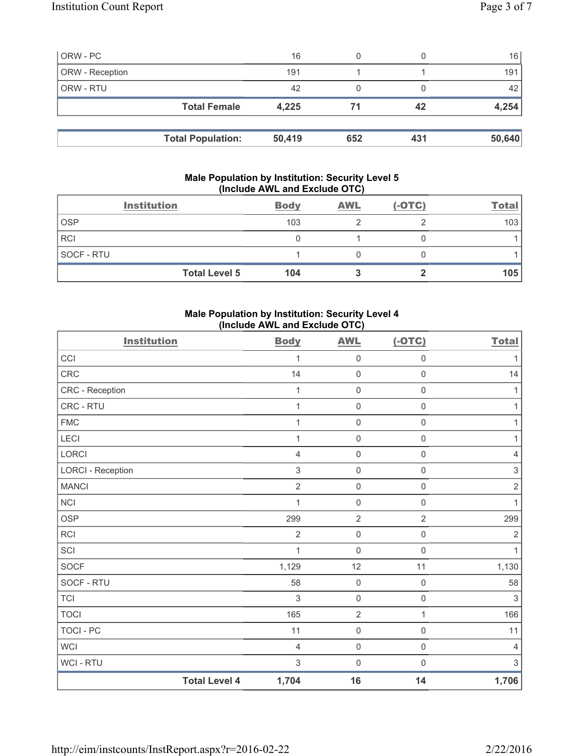| ORW - PC | 16 | 0 | 0 | 16 |
|---|---|---|---|---|
| ORW - Reception | 191 | 1 | 1 | 191 |
| ORW - RTU | 42 | 0 | 0 | 42 |
| **Total Female** | **4,225** | **71** | **42** | **4,254** |

| **Total Population:** | **50,419** | **652** | **431** | **50,640** |
|---|---|---|---|---|

### Male Population by Institution: Security Level 5 (Include AWL and Exclude OTC)

| Institution | Body | AWL | (-OTC) | Total |
|---|---|---|---|---|
| OSP | 103 | 2 | 2 | 103 |
| RCI | 0 | 1 | 0 | 1 |
| SOCF - RTU | 1 | 0 | 0 | 1 |
| **Total Level 5** | **104** | **3** | **2** | **105** |

### Male Population by Institution: Security Level 4 (Include AWL and Exclude OTC)

| Institution | Body | AWL | (-OTC) | Total |
|---|---|---|---|---|
| CCI | 1 | 0 | 0 | 1 |
| CRC | 14 | 0 | 0 | 14 |
| CRC - Reception | 1 | 0 | 0 | 1 |
| CRC - RTU | 1 | 0 | 0 | 1 |
| FMC | 1 | 0 | 0 | 1 |
| LECI | 1 | 0 | 0 | 1 |
| LORCI | 4 | 0 | 0 | 4 |
| LORCI - Reception | 3 | 0 | 0 | 3 |
| MANCI | 2 | 0 | 0 | 2 |
| NCI | 1 | 0 | 0 | 1 |
| OSP | 299 | 2 | 2 | 299 |
| RCI | 2 | 0 | 0 | 2 |
| SCI | 1 | 0 | 0 | 1 |
| SOCF | 1,129 | 12 | 11 | 1,130 |
| SOCF - RTU | 58 | 0 | 0 | 58 |
| TCI | 3 | 0 | 0 | 3 |
| TOCI | 165 | 2 | 1 | 166 |
| TOCI - PC | 11 | 0 | 0 | 11 |
| WCI | 4 | 0 | 0 | 4 |
| WCI - RTU | 3 | 0 | 0 | 3 |
| **Total Level 4** | **1,704** | **16** | **14** | **1,706** |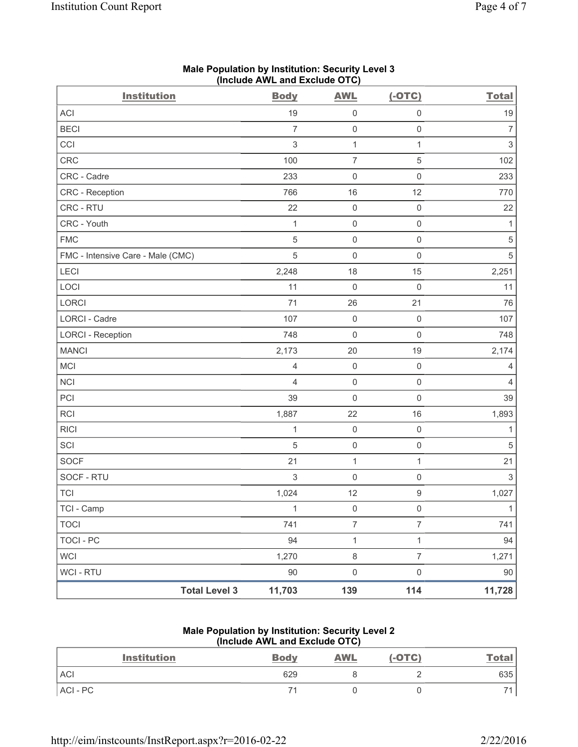## Male Population by Institution: Security Level 3
(Include AWL and Exclude OTC)

| Institution | Body | AWL | (-OTC) | Total |
|---|---|---|---|---|
| ACI | 19 | 0 | 0 | 19 |
| BECI | 7 | 0 | 0 | 7 |
| CCI | 3 | 1 | 1 | 3 |
| CRC | 100 | 7 | 5 | 102 |
| CRC - Cadre | 233 | 0 | 0 | 233 |
| CRC - Reception | 766 | 16 | 12 | 770 |
| CRC - RTU | 22 | 0 | 0 | 22 |
| CRC - Youth | 1 | 0 | 0 | 1 |
| FMC | 5 | 0 | 0 | 5 |
| FMC - Intensive Care - Male (CMC) | 5 | 0 | 0 | 5 |
| LECI | 2,248 | 18 | 15 | 2,251 |
| LOCI | 11 | 0 | 0 | 11 |
| LORCI | 71 | 26 | 21 | 76 |
| LORCI - Cadre | 107 | 0 | 0 | 107 |
| LORCI - Reception | 748 | 0 | 0 | 748 |
| MANCI | 2,173 | 20 | 19 | 2,174 |
| MCI | 4 | 0 | 0 | 4 |
| NCI | 4 | 0 | 0 | 4 |
| PCI | 39 | 0 | 0 | 39 |
| RCI | 1,887 | 22 | 16 | 1,893 |
| RICI | 1 | 0 | 0 | 1 |
| SCI | 5 | 0 | 0 | 5 |
| SOCF | 21 | 1 | 1 | 21 |
| SOCF - RTU | 3 | 0 | 0 | 3 |
| TCI | 1,024 | 12 | 9 | 1,027 |
| TCI - Camp | 1 | 0 | 0 | 1 |
| TOCI | 741 | 7 | 7 | 741 |
| TOCI - PC | 94 | 1 | 1 | 94 |
| WCI | 1,270 | 8 | 7 | 1,271 |
| WCI - RTU | 90 | 0 | 0 | 90 |
| **Total Level 3** | **11,703** | **139** | **114** | **11,728** |

## Male Population by Institution: Security Level 2
(Include AWL and Exclude OTC)

| Institution | Body | AWL | (-OTC) | Total |
|---|---|---|---|---|
| ACI | 629 | 8 | 2 | 635 |
| ACI - PC | 71 | 0 | 0 | 71 |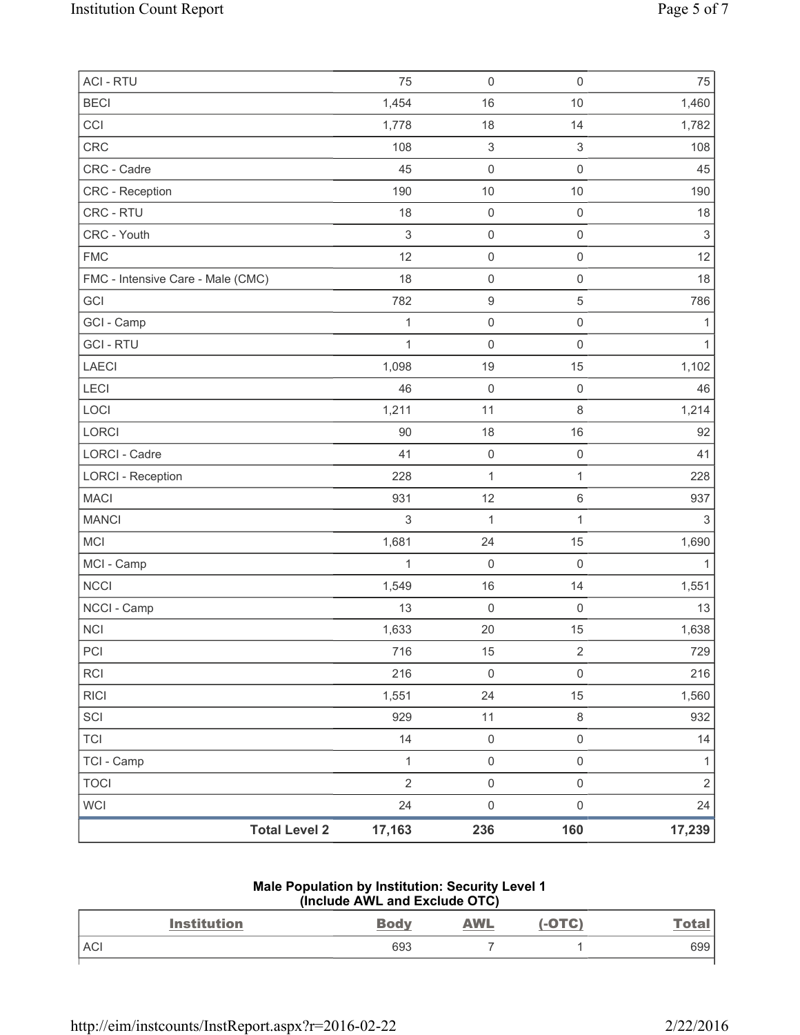| | | | | |
|---|---|---|---|---|
| ACI - RTU | 75 | 0 | 0 | 75 |
| BECI | 1,454 | 16 | 10 | 1,460 |
| CCI | 1,778 | 18 | 14 | 1,782 |
| CRC | 108 | 3 | 3 | 108 |
| CRC - Cadre | 45 | 0 | 0 | 45 |
| CRC - Reception | 190 | 10 | 10 | 190 |
| CRC - RTU | 18 | 0 | 0 | 18 |
| CRC - Youth | 3 | 0 | 0 | 3 |
| FMC | 12 | 0 | 0 | 12 |
| FMC - Intensive Care - Male (CMC) | 18 | 0 | 0 | 18 |
| GCI | 782 | 9 | 5 | 786 |
| GCI - Camp | 1 | 0 | 0 | 1 |
| GCI - RTU | 1 | 0 | 0 | 1 |
| LAECI | 1,098 | 19 | 15 | 1,102 |
| LECI | 46 | 0 | 0 | 46 |
| LOCI | 1,211 | 11 | 8 | 1,214 |
| LORCI | 90 | 18 | 16 | 92 |
| LORCI - Cadre | 41 | 0 | 0 | 41 |
| LORCI - Reception | 228 | 1 | 1 | 228 |
| MACI | 931 | 12 | 6 | 937 |
| MANCI | 3 | 1 | 1 | 3 |
| MCI | 1,681 | 24 | 15 | 1,690 |
| MCI - Camp | 1 | 0 | 0 | 1 |
| NCCI | 1,549 | 16 | 14 | 1,551 |
| NCCI - Camp | 13 | 0 | 0 | 13 |
| NCI | 1,633 | 20 | 15 | 1,638 |
| PCI | 716 | 15 | 2 | 729 |
| RCI | 216 | 0 | 0 | 216 |
| RICI | 1,551 | 24 | 15 | 1,560 |
| SCI | 929 | 11 | 8 | 932 |
| TCI | 14 | 0 | 0 | 14 |
| TCI - Camp | 1 | 0 | 0 | 1 |
| TOCI | 2 | 0 | 0 | 2 |
| WCI | 24 | 0 | 0 | 24 |
| **Total Level 2** | **17,163** | **236** | **160** | **17,239** |

**Male Population by Institution: Security Level 1**
**(Include AWL and Exclude OTC)**

| Institution | Body | AWL | (-OTC) | Total |
|---|---|---|---|---|
| ACI | 693 | 7 | 1 | 699 |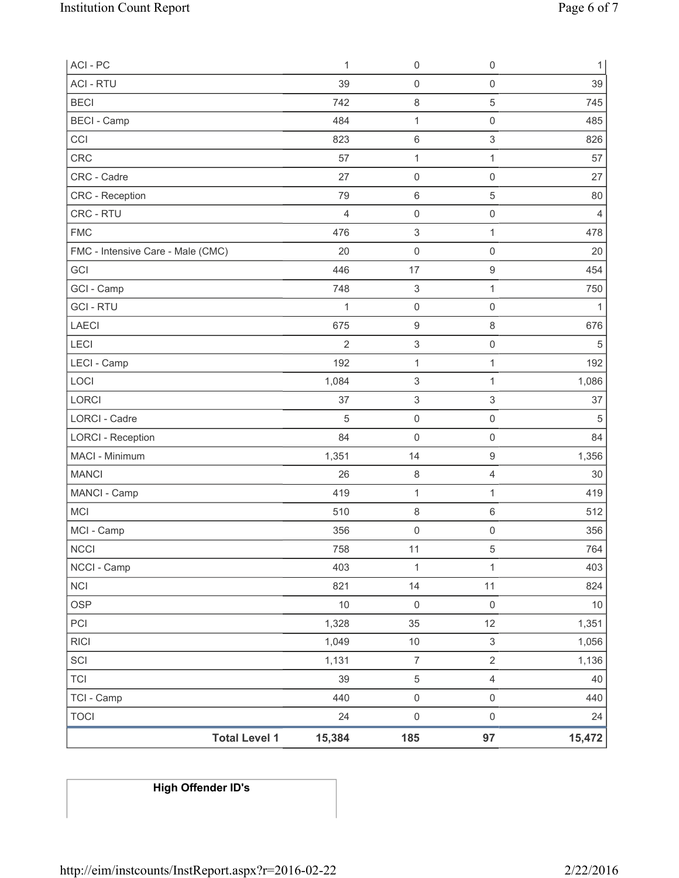| | | | | |
|---|---|---|---|---|
| ACI - PC | 1 | 0 | 0 | 1 |
| ACI - RTU | 39 | 0 | 0 | 39 |
| BECI | 742 | 8 | 5 | 745 |
| BECI - Camp | 484 | 1 | 0 | 485 |
| CCI | 823 | 6 | 3 | 826 |
| CRC | 57 | 1 | 1 | 57 |
| CRC - Cadre | 27 | 0 | 0 | 27 |
| CRC - Reception | 79 | 6 | 5 | 80 |
| CRC - RTU | 4 | 0 | 0 | 4 |
| FMC | 476 | 3 | 1 | 478 |
| FMC - Intensive Care - Male (CMC) | 20 | 0 | 0 | 20 |
| GCI | 446 | 17 | 9 | 454 |
| GCI - Camp | 748 | 3 | 1 | 750 |
| GCI - RTU | 1 | 0 | 0 | 1 |
| LAECI | 675 | 9 | 8 | 676 |
| LECI | 2 | 3 | 0 | 5 |
| LECI - Camp | 192 | 1 | 1 | 192 |
| LOCI | 1,084 | 3 | 1 | 1,086 |
| LORCI | 37 | 3 | 3 | 37 |
| LORCI - Cadre | 5 | 0 | 0 | 5 |
| LORCI - Reception | 84 | 0 | 0 | 84 |
| MACI - Minimum | 1,351 | 14 | 9 | 1,356 |
| MANCI | 26 | 8 | 4 | 30 |
| MANCI - Camp | 419 | 1 | 1 | 419 |
| MCI | 510 | 8 | 6 | 512 |
| MCI - Camp | 356 | 0 | 0 | 356 |
| NCCI | 758 | 11 | 5 | 764 |
| NCCI - Camp | 403 | 1 | 1 | 403 |
| NCI | 821 | 14 | 11 | 824 |
| OSP | 10 | 0 | 0 | 10 |
| PCI | 1,328 | 35 | 12 | 1,351 |
| RICI | 1,049 | 10 | 3 | 1,056 |
| SCI | 1,131 | 7 | 2 | 1,136 |
| TCI | 39 | 5 | 4 | 40 |
| TCI - Camp | 440 | 0 | 0 | 440 |
| TOCI | 24 | 0 | 0 | 24 |
| **Total Level 1** | **15,384** | **185** | **97** | **15,472** |

| **High Offender ID's** |
|---|
| |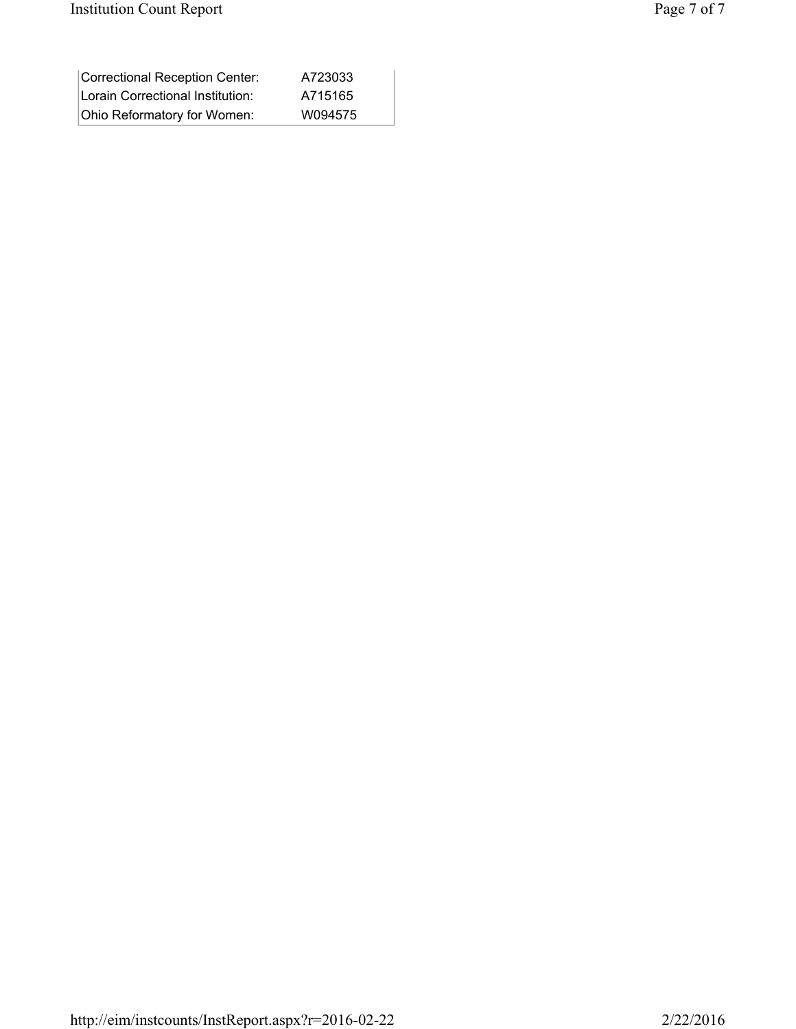| | |
|---|---|
| Correctional Reception Center: | A723033 |
| Lorain Correctional Institution: | A715165 |
| Ohio Reformatory for Women: | W094575 |